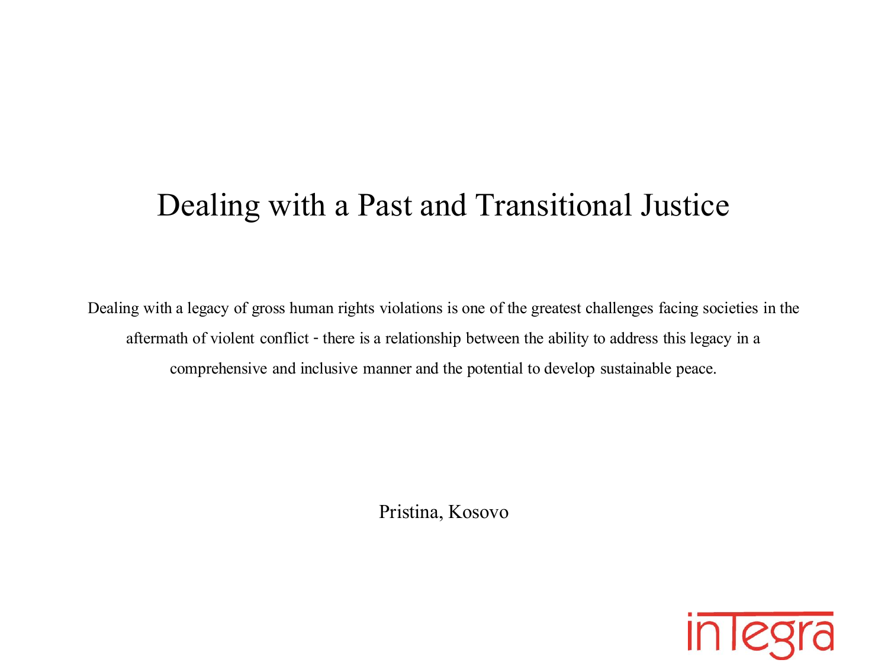# Dealing with a Past and Transitional Justice

Dealing with a legacy of gross human rights violations is one of the greatest challenges facing societies in the aftermath of violent conflict - there is a relationship between the ability to address this legacy in a comprehensive and inclusive manner and the potential to develop sustainable peace.

Pristina, Kosovo

inTegra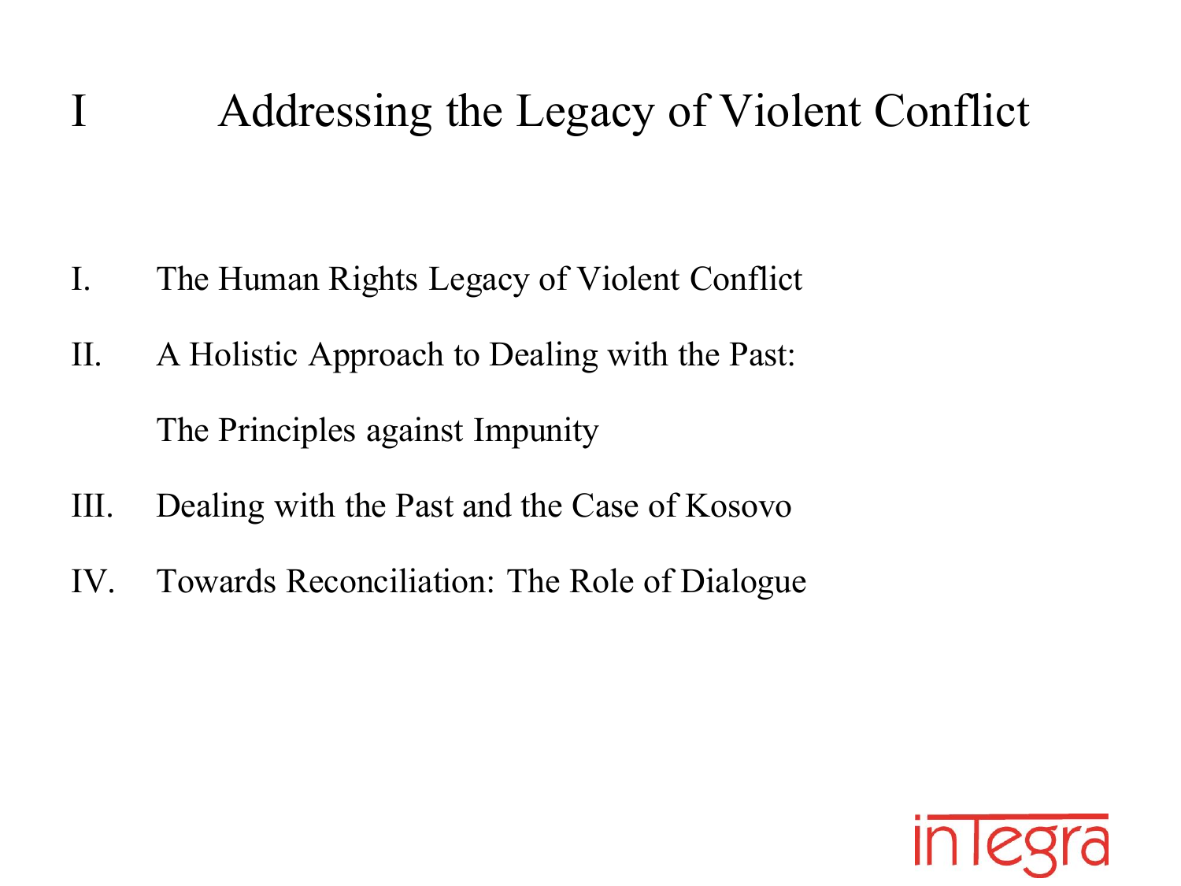# I Addressing the Legacy of Violent Conflict

I. The Human Rights Legacy of Violent Conflict

II. A Holistic Approach to Dealing with the Past: The Principles against Impunity

III. Dealing with the Past and the Case of Kosovo

IV. Towards Reconciliation: The Role of Dialogue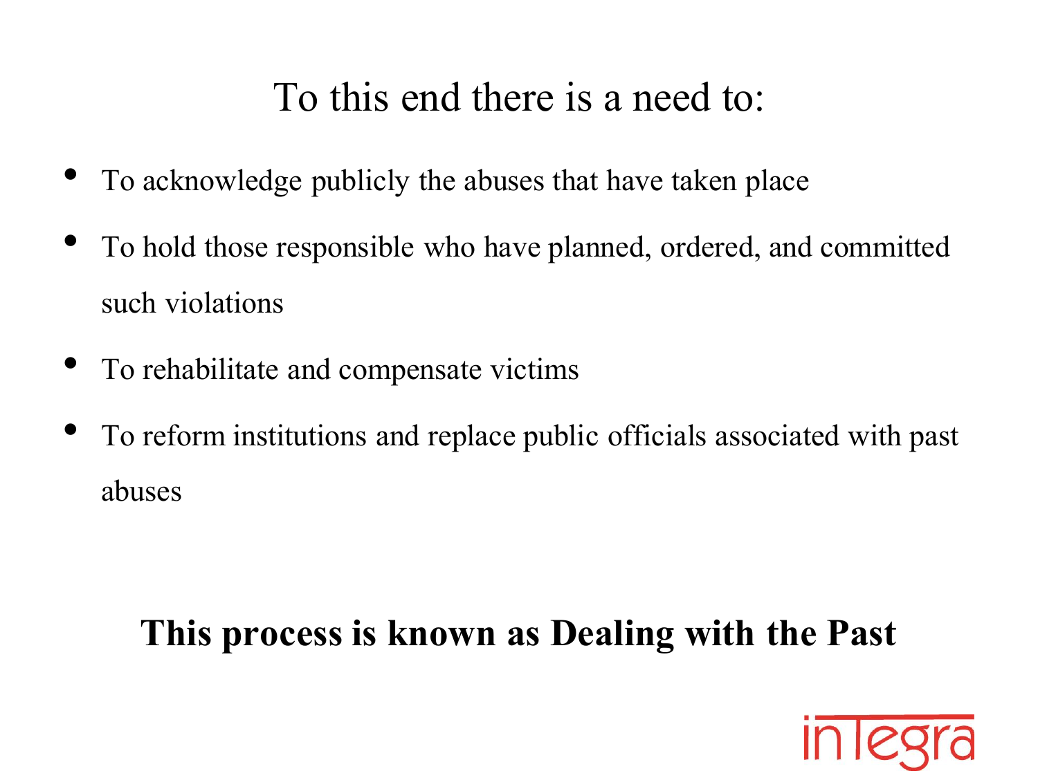# To this end there is a need to:

- To acknowledge publicly the abuses that have taken place
- To hold those responsible who have planned, ordered, and committed such violations
- To rehabilitate and compensate victims
- To reform institutions and replace public officials associated with past abuses

**This process is known as Dealing with the Past**

inTegra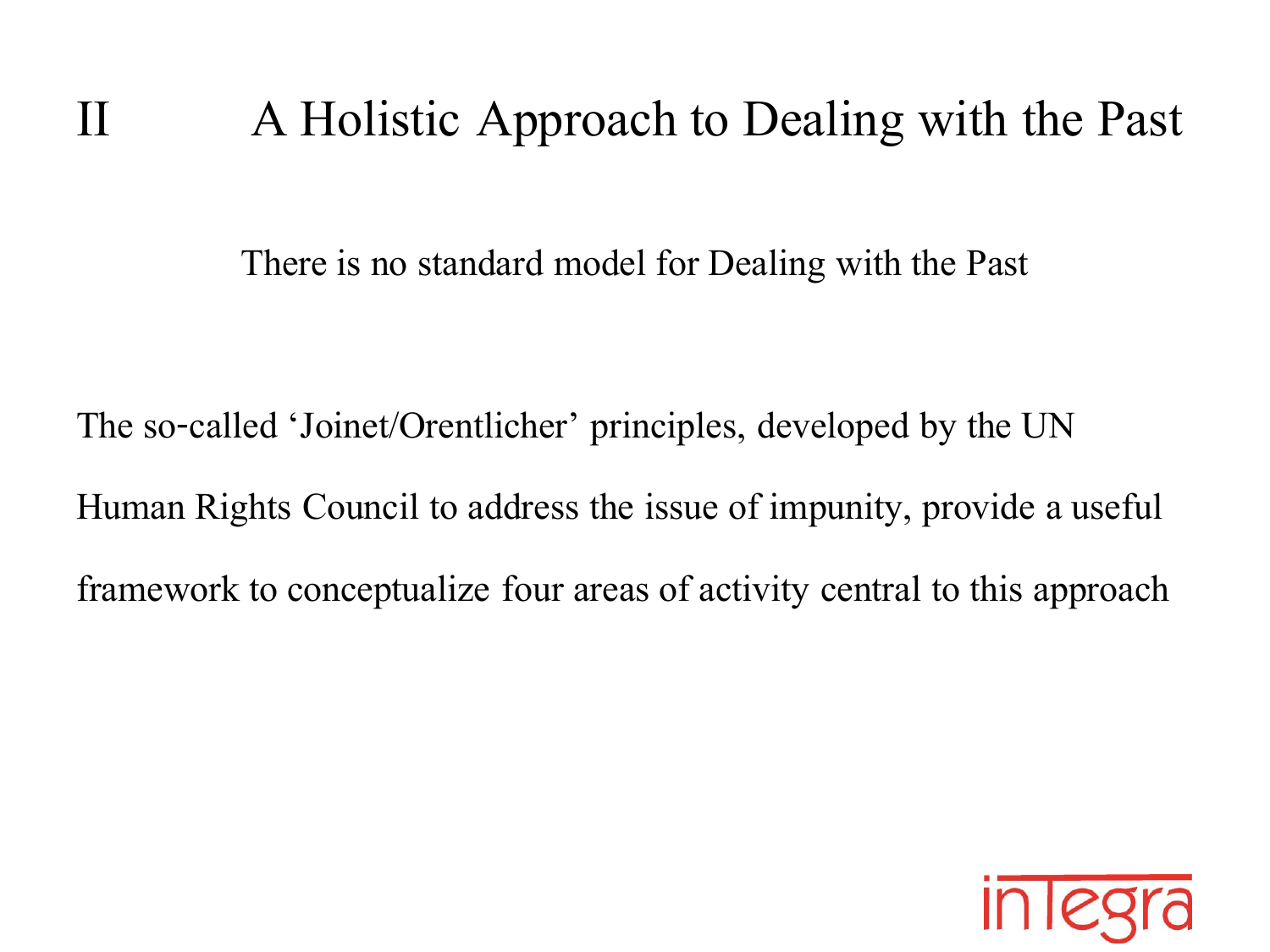# II A Holistic Approach to Dealing with the Past

There is no standard model for Dealing with the Past

The so-called ‘Joinet/Orentlicher’ principles, developed by the UN Human Rights Council to address the issue of impunity, provide a useful framework to conceptualize four areas of activity central to this approach

inTegra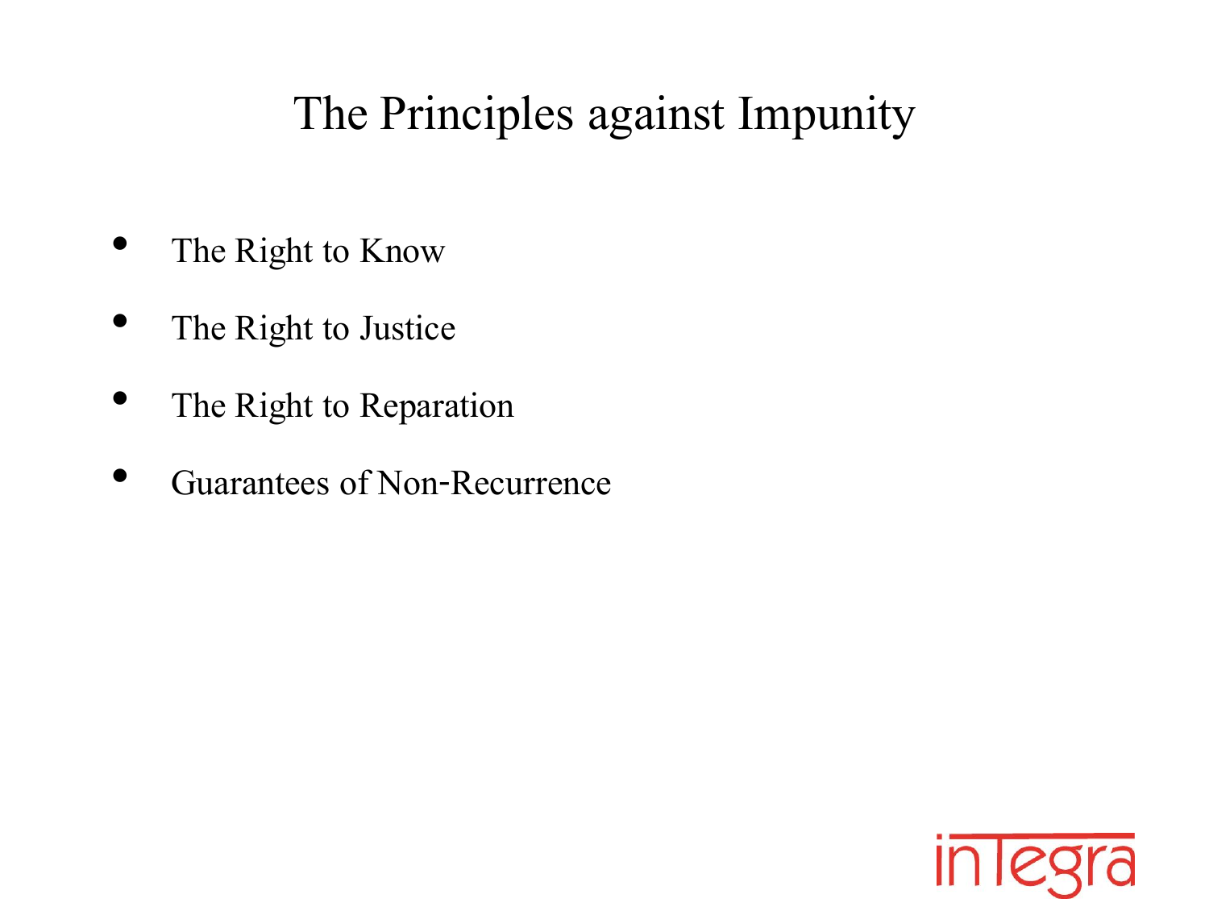# The Principles against Impunity

- The Right to Know
- The Right to Justice
- The Right to Reparation
- Guarantees of Non-Recurrence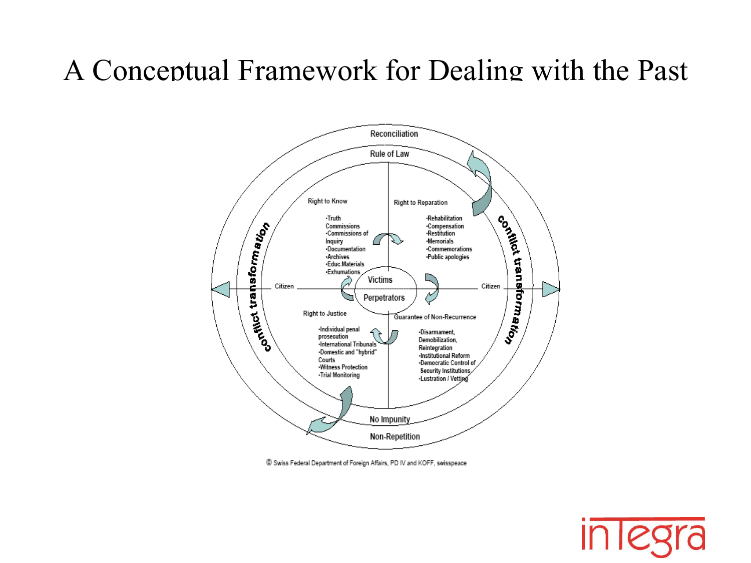# A Conceptual Framework for Dealing with the Past

Reconciliation

Rule of Law

**Right to Know**

- Truth Commissions
- Commissions of Inquiry
- Documentation
- Archives
- Educ.Materials
- Exhumations

**Right to Reparation**

- Rehabilitation
- Compensation
- Restitution
- Memorials
- Commemorations
- Public apologies

Citizen — Victims / Perpetrators — Citizen

**Right to Justice**

- Individual penal prosecution
- International Tribunals
- Domestic and "hybrid" Courts
- Witness Protection
- Trial Monitoring

**Guarantee of Non-Recurrence**

- Disarmament, Demobilization, Reintegration
- Institutional Reform
- Democratic Control of Security Institutions
- Lustration / Vetting

conflict transformation

conflict transformation

No Impunity

Non-Repetition

© Swiss Federal Department of Foreign Affairs, PD IV and KOFF, swisspeace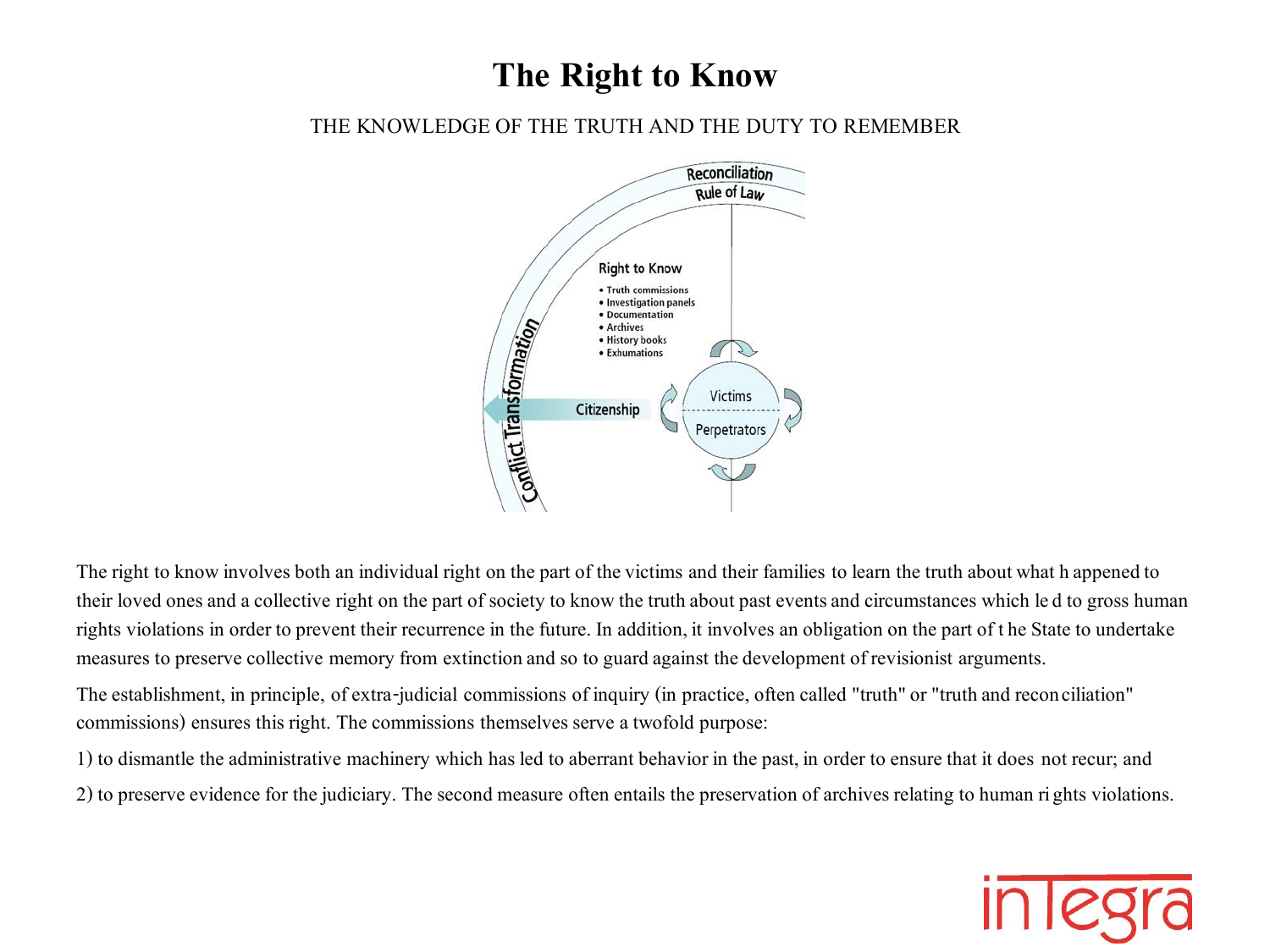# The Right to Know

THE KNOWLEDGE OF THE TRUTH AND THE DUTY TO REMEMBER

Reconciliation
Rule of Law
Conflict Transformation
Right to Know
- Truth commissions
- Investigation panels
- Documentation
- Archives
- History books
- Exhumations

Citizenship
Victims
Perpetrators

The right to know involves both an individual right on the part of the victims and their families to learn the truth about what happened to their loved ones and a collective right on the part of society to know the truth about past events and circumstances which led to gross human rights violations in order to prevent their recurrence in the future. In addition, it involves an obligation on the part of the State to undertake measures to preserve collective memory from extinction and so to guard against the development of revisionist arguments.

The establishment, in principle, of extra-judicial commissions of inquiry (in practice, often called "truth" or "truth and reconciliation" commissions) ensures this right. The commissions themselves serve a twofold purpose:

1) to dismantle the administrative machinery which has led to aberrant behavior in the past, in order to ensure that it does not recur; and

2) to preserve evidence for the judiciary. The second measure often entails the preservation of archives relating to human rights violations.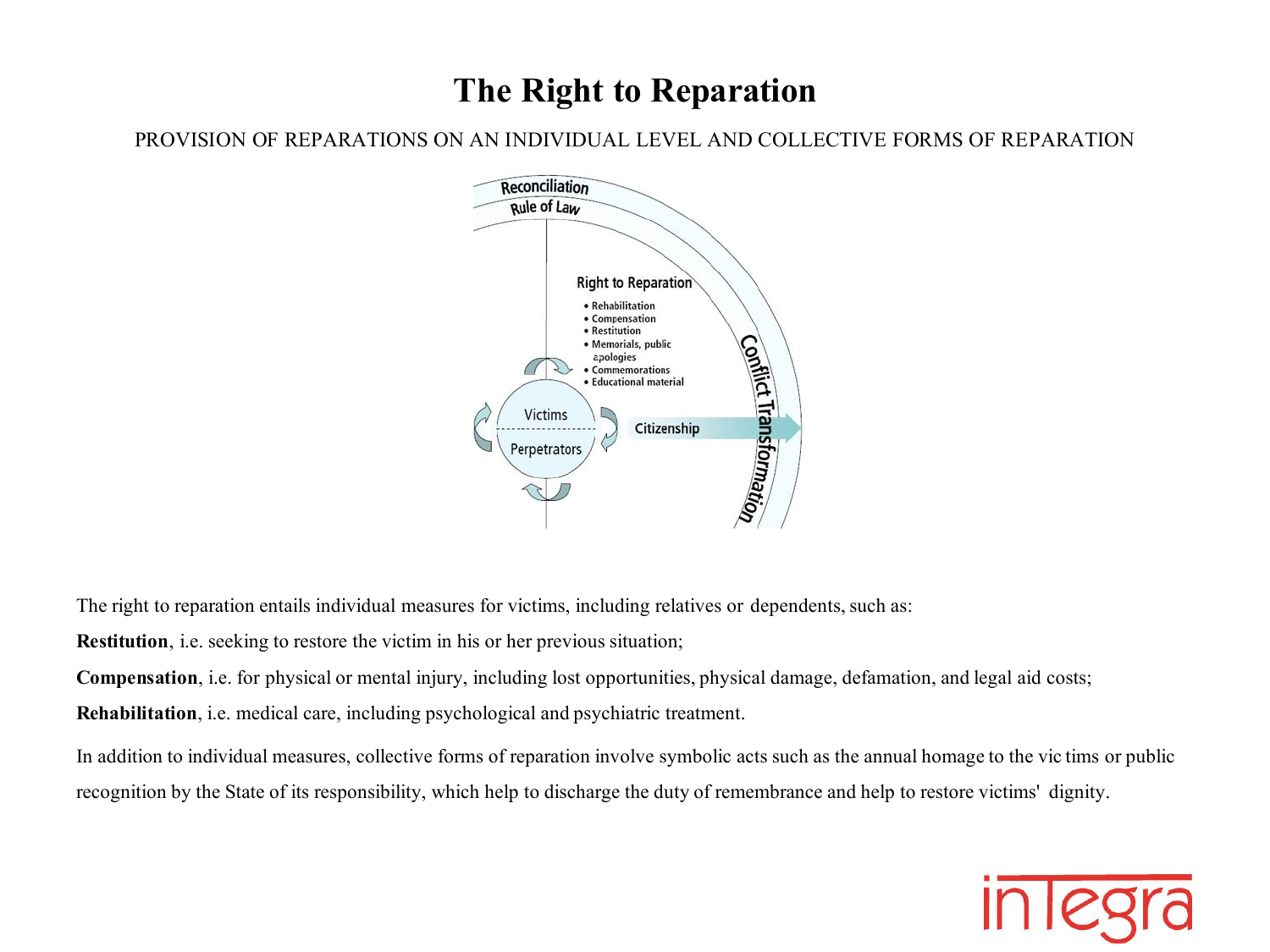# The Right to Reparation

PROVISION OF REPARATIONS ON AN INDIVIDUAL LEVEL AND COLLECTIVE FORMS OF REPARATION

Reconciliation
Rule of Law
Right to Reparation
- Rehabilitation
- Compensation
- Restitution
- Memorials, public apologies
- Commemorations
- Educational material

Victims
Perpetrators
Citizenship
Conflict Transformation

The right to reparation entails individual measures for victims, including relatives or dependents, such as:

**Restitution**, i.e. seeking to restore the victim in his or her previous situation;

**Compensation**, i.e. for physical or mental injury, including lost opportunities, physical damage, defamation, and legal aid costs;

**Rehabilitation**, i.e. medical care, including psychological and psychiatric treatment.

In addition to individual measures, collective forms of reparation involve symbolic acts such as the annual homage to the victims or public recognition by the State of its responsibility, which help to discharge the duty of remembrance and help to restore victims' dignity.

inTegra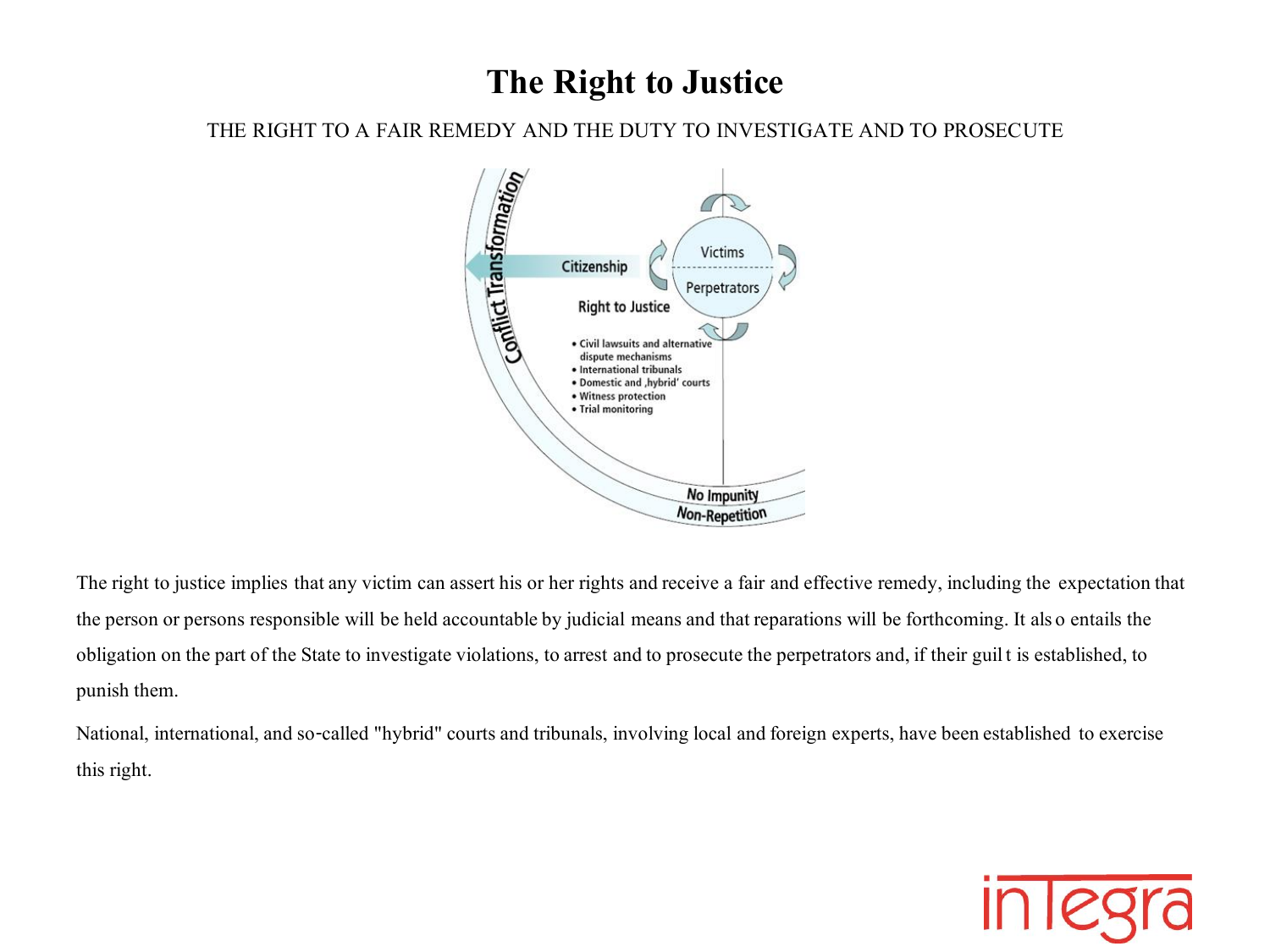# The Right to Justice

THE RIGHT TO A FAIR REMEDY AND THE DUTY TO INVESTIGATE AND TO PROSECUTE

Conflict Transformation

Citizenship

Victims

Perpetrators

Right to Justice

- Civil lawsuits and alternative dispute mechanisms
- International tribunals
- Domestic and 'hybrid' courts
- Witness protection
- Trial monitoring

No Impunity

Non-Repetition

The right to justice implies that any victim can assert his or her rights and receive a fair and effective remedy, including the expectation that the person or persons responsible will be held accountable by judicial means and that reparations will be forthcoming. It also entails the obligation on the part of the State to investigate violations, to arrest and to prosecute the perpetrators and, if their guilt is established, to punish them.

National, international, and so-called "hybrid" courts and tribunals, involving local and foreign experts, have been established to exercise this right.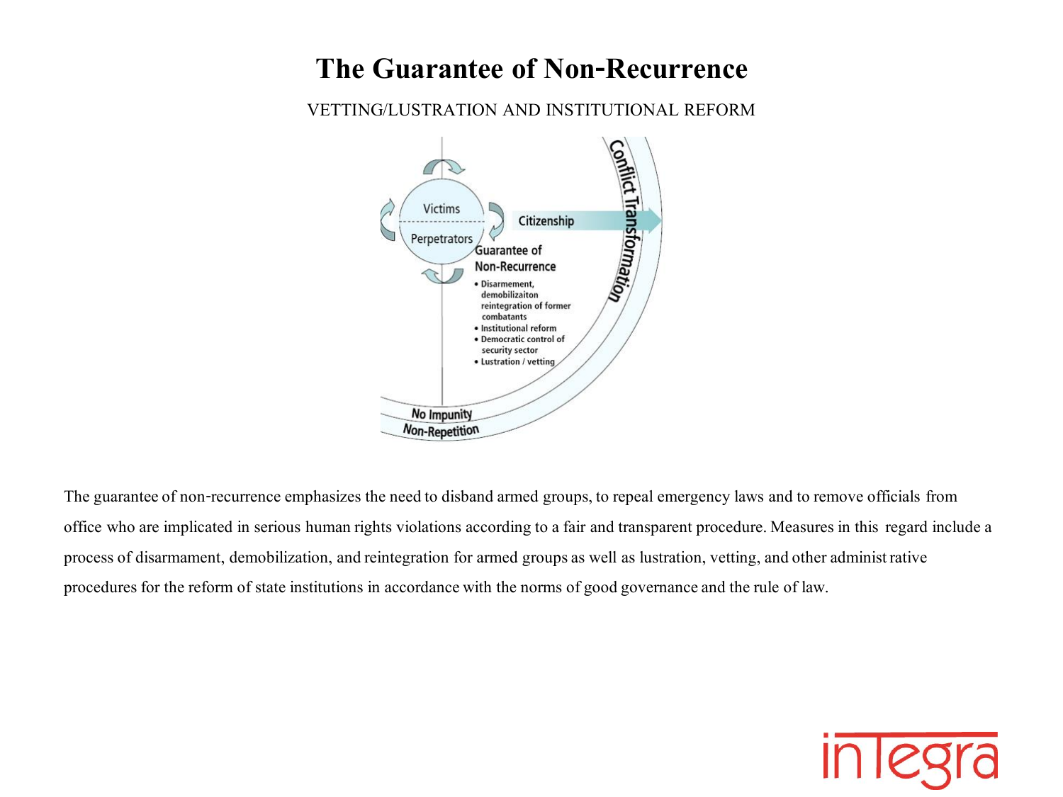# The Guarantee of Non-Recurrence

VETTING/LUSTRATION AND INSTITUTIONAL REFORM

Victims

Perpetrators

Citizenship

Conflict Transformation

Guarantee of Non-Recurrence

- Disarmement, demobilizaiton reintegration of former combatants
- Institutional reform
- Democratic control of security sector
- Lustration / vetting

No Impunity

Non-Repetition

The guarantee of non-recurrence emphasizes the need to disband armed groups, to repeal emergency laws and to remove officials from office who are implicated in serious human rights violations according to a fair and transparent procedure. Measures in this regard include a process of disarmament, demobilization, and reintegration for armed groups as well as lustration, vetting, and other administrative procedures for the reform of state institutions in accordance with the norms of good governance and the rule of law.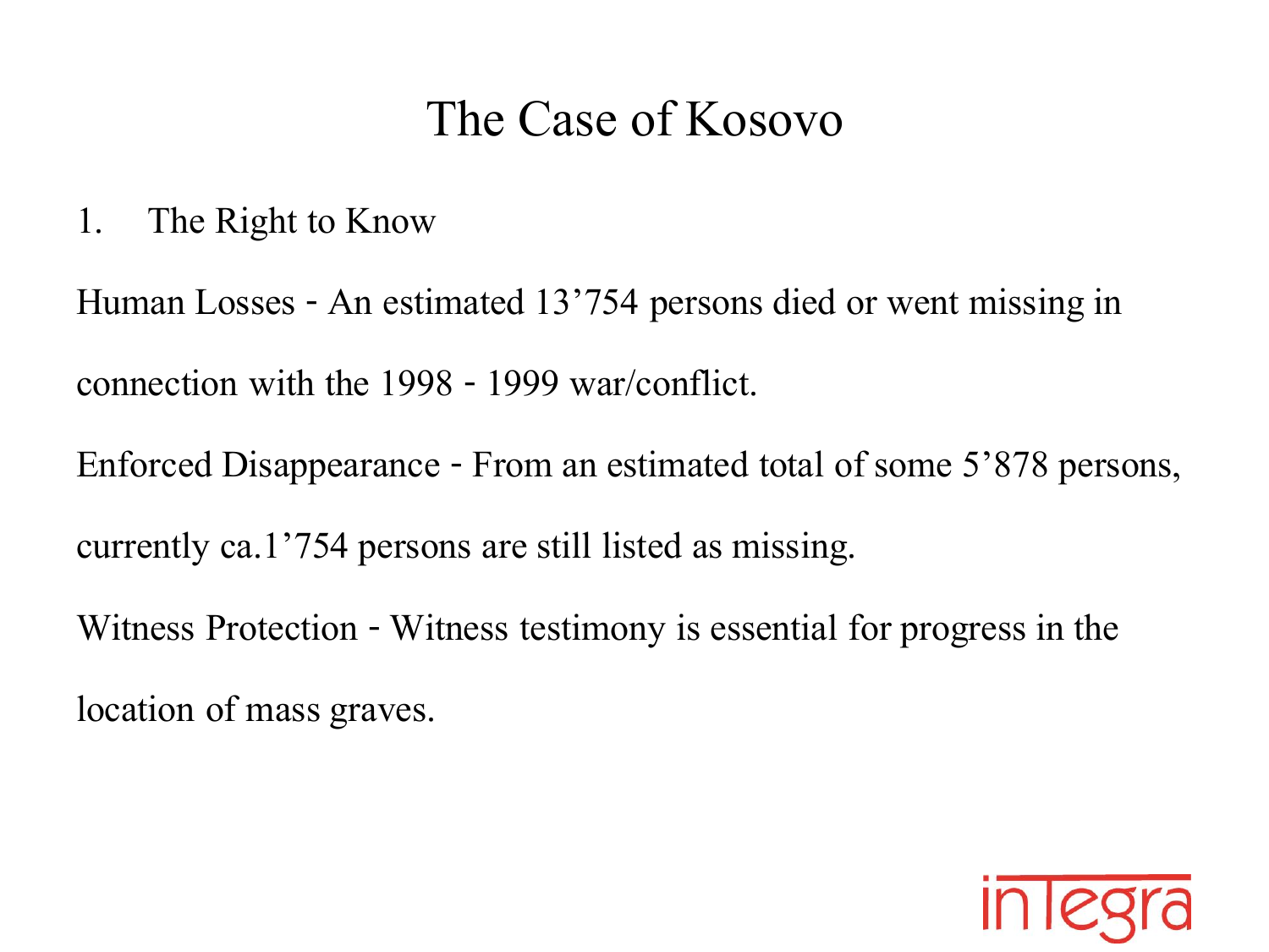# The Case of Kosovo

1. The Right to Know

Human Losses - An estimated 13’754 persons died or went missing in connection with the 1998 - 1999 war/conflict.

Enforced Disappearance - From an estimated total of some 5’878 persons, currently ca.1’754 persons are still listed as missing.

Witness Protection - Witness testimony is essential for progress in the location of mass graves.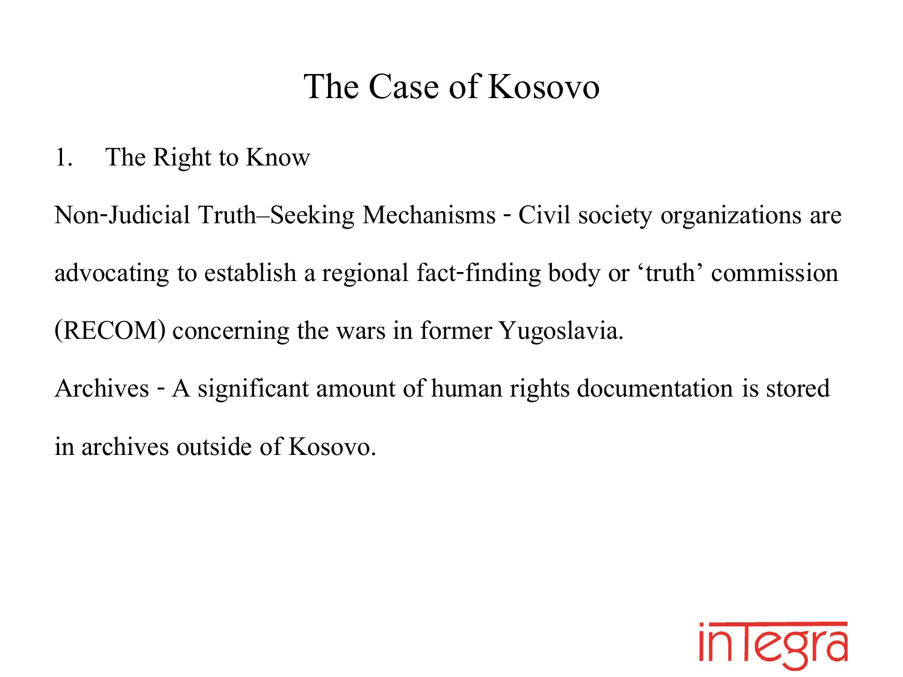# The Case of Kosovo

1. The Right to Know

Non-Judicial Truth–Seeking Mechanisms - Civil society organizations are advocating to establish a regional fact-finding body or 'truth' commission (RECOM) concerning the wars in former Yugoslavia.

Archives - A significant amount of human rights documentation is stored in archives outside of Kosovo.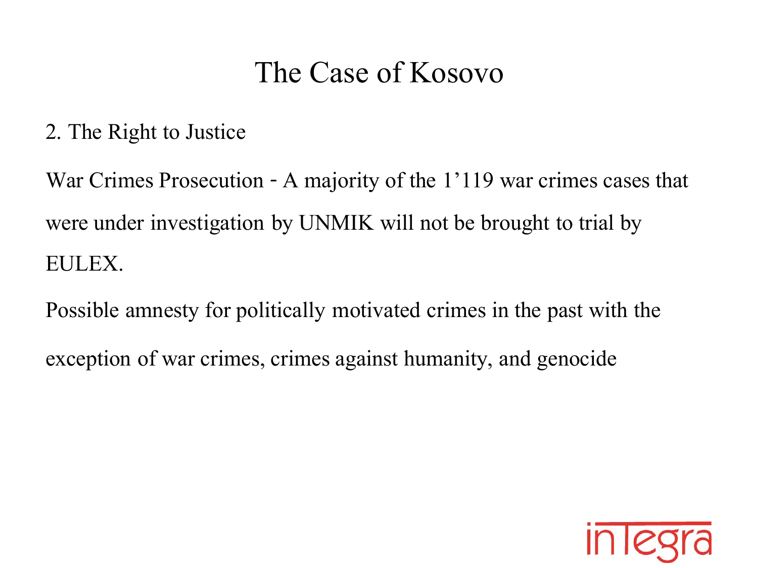# The Case of Kosovo

2. The Right to Justice

War Crimes Prosecution - A majority of the 1'119 war crimes cases that were under investigation by UNMIK will not be brought to trial by EULEX.

Possible amnesty for politically motivated crimes in the past with the exception of war crimes, crimes against humanity, and genocide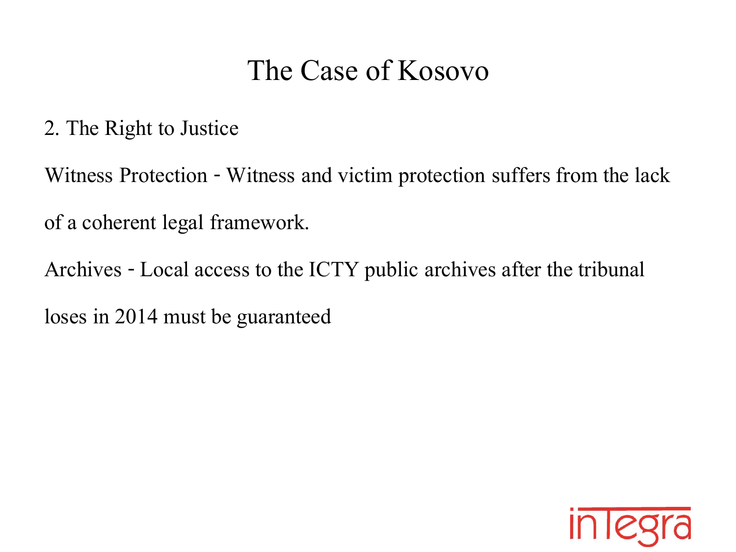# The Case of Kosovo

2. The Right to Justice

Witness Protection - Witness and victim protection suffers from the lack of a coherent legal framework.

Archives - Local access to the ICTY public archives after the tribunal loses in 2014 must be guaranteed

inTegra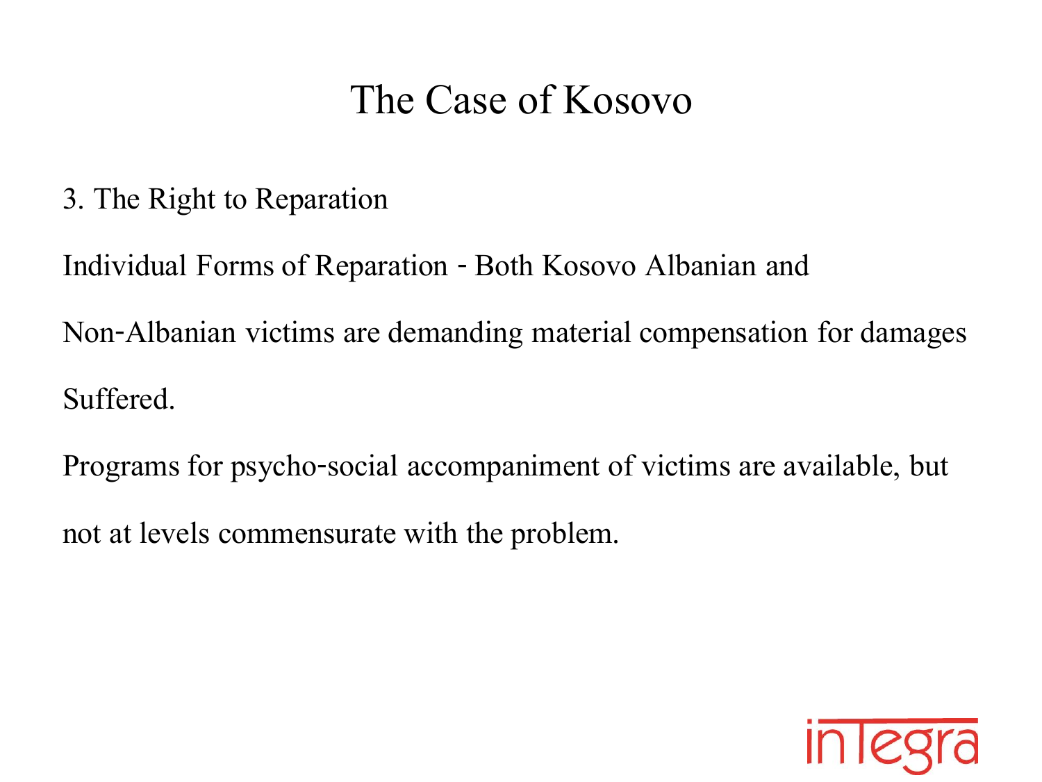# The Case of Kosovo

3. The Right to Reparation

Individual Forms of Reparation - Both Kosovo Albanian and Non-Albanian victims are demanding material compensation for damages Suffered.

Programs for psycho-social accompaniment of victims are available, but not at levels commensurate with the problem.

inTegra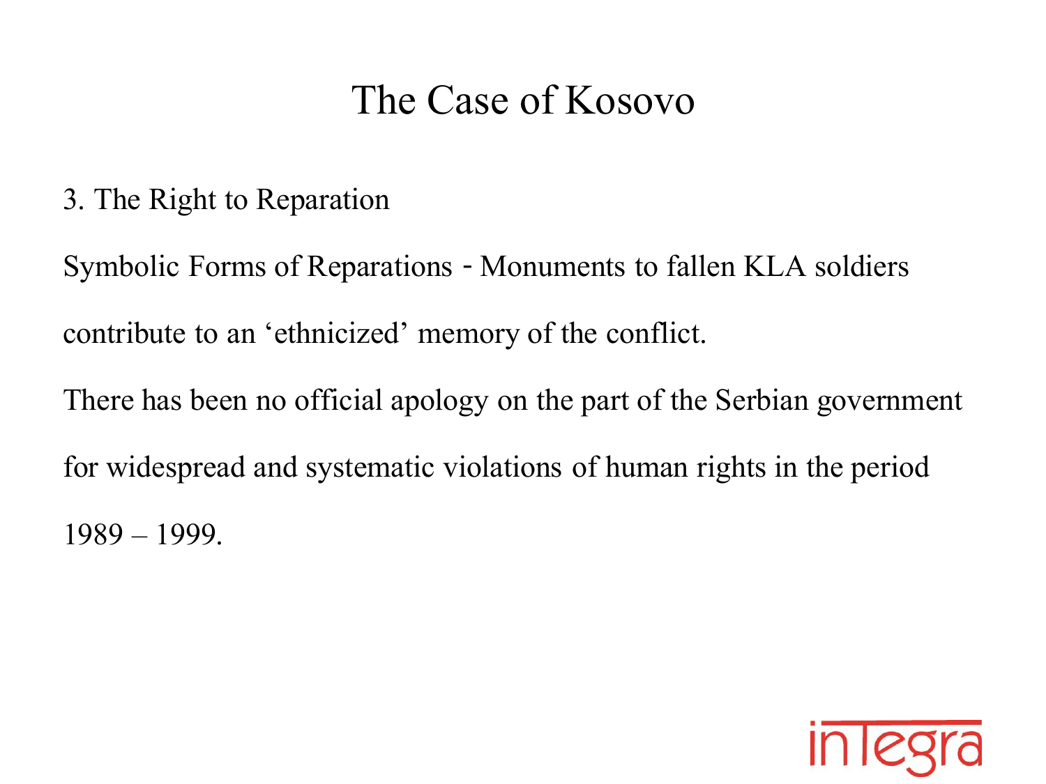# The Case of Kosovo

3. The Right to Reparation

Symbolic Forms of Reparations - Monuments to fallen KLA soldiers contribute to an ‘ethnicized’ memory of the conflict.

There has been no official apology on the part of the Serbian government for widespread and systematic violations of human rights in the period 1989 – 1999.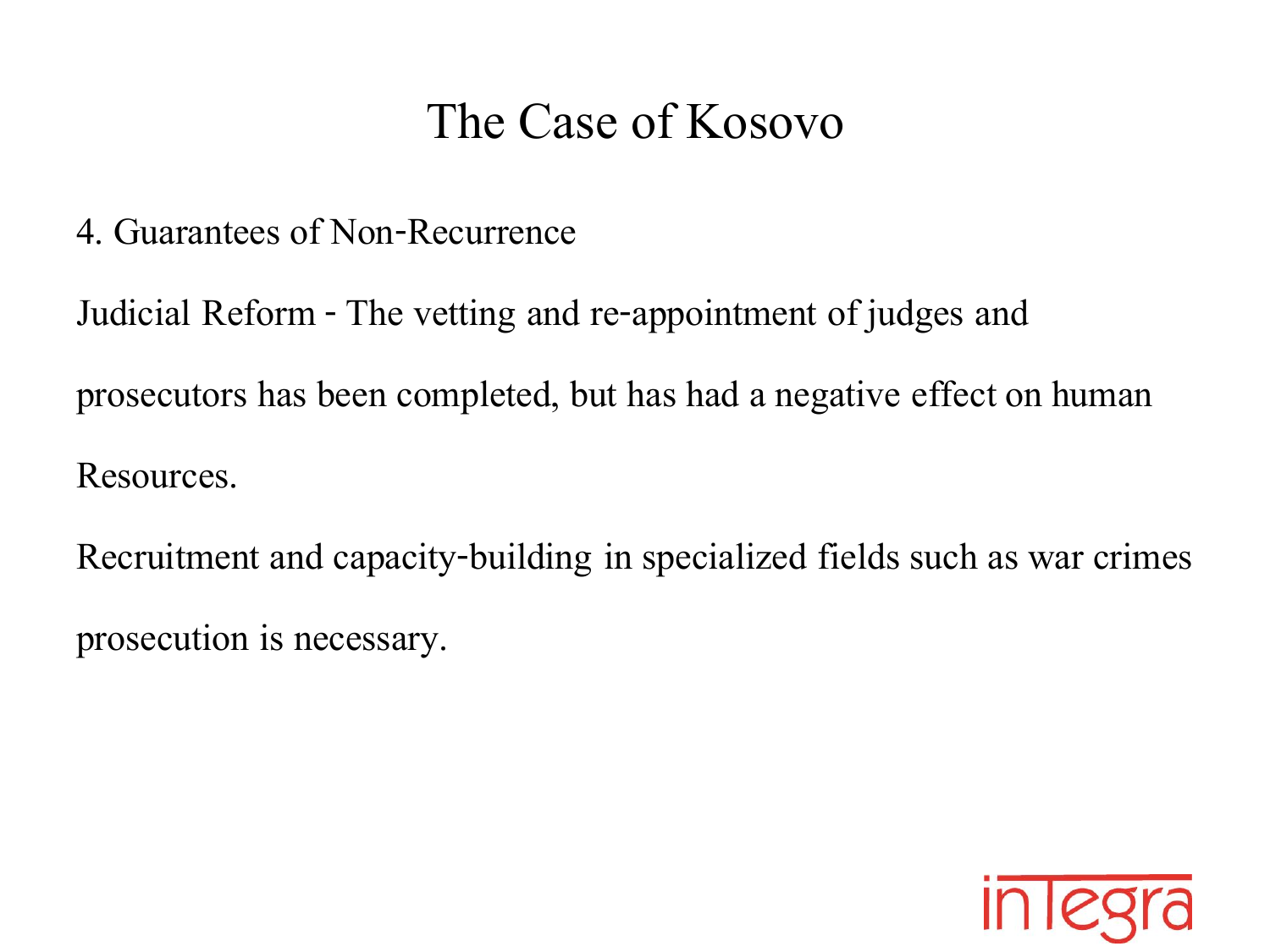# The Case of Kosovo

4. Guarantees of Non-Recurrence

Judicial Reform - The vetting and re-appointment of judges and prosecutors has been completed, but has had a negative effect on human Resources.

Recruitment and capacity-building in specialized fields such as war crimes prosecution is necessary.

inTegra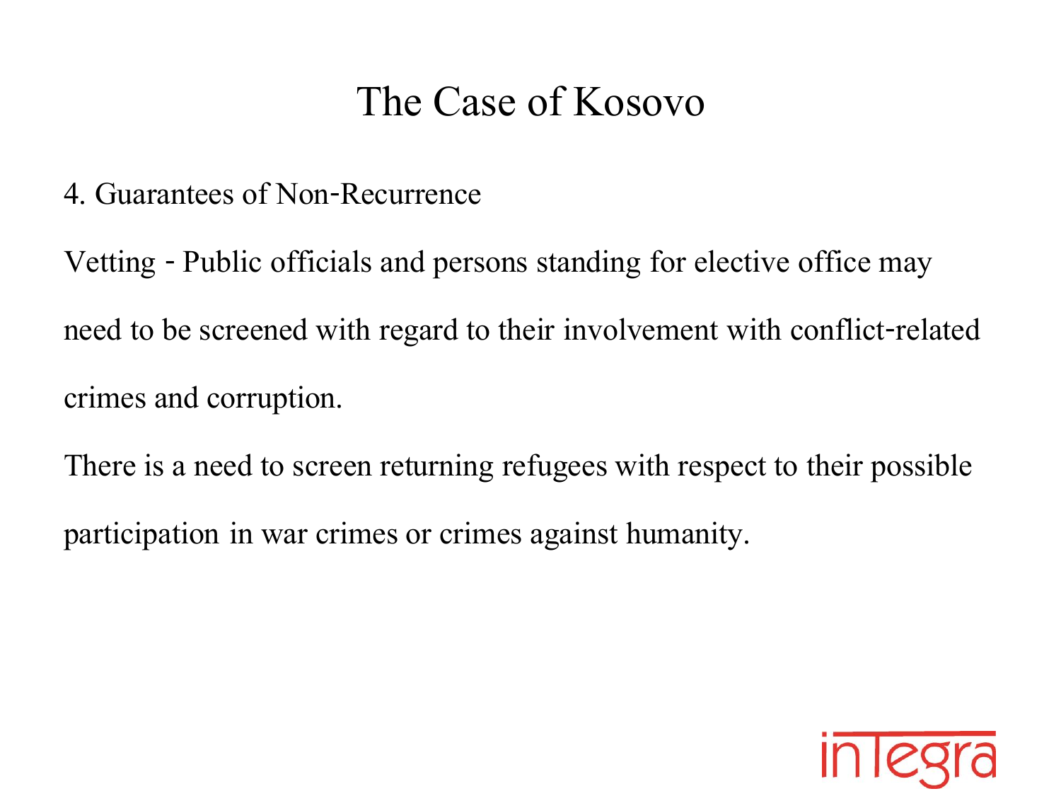# The Case of Kosovo

4. Guarantees of Non-Recurrence

Vetting - Public officials and persons standing for elective office may need to be screened with regard to their involvement with conflict-related crimes and corruption.

There is a need to screen returning refugees with respect to their possible participation in war crimes or crimes against humanity.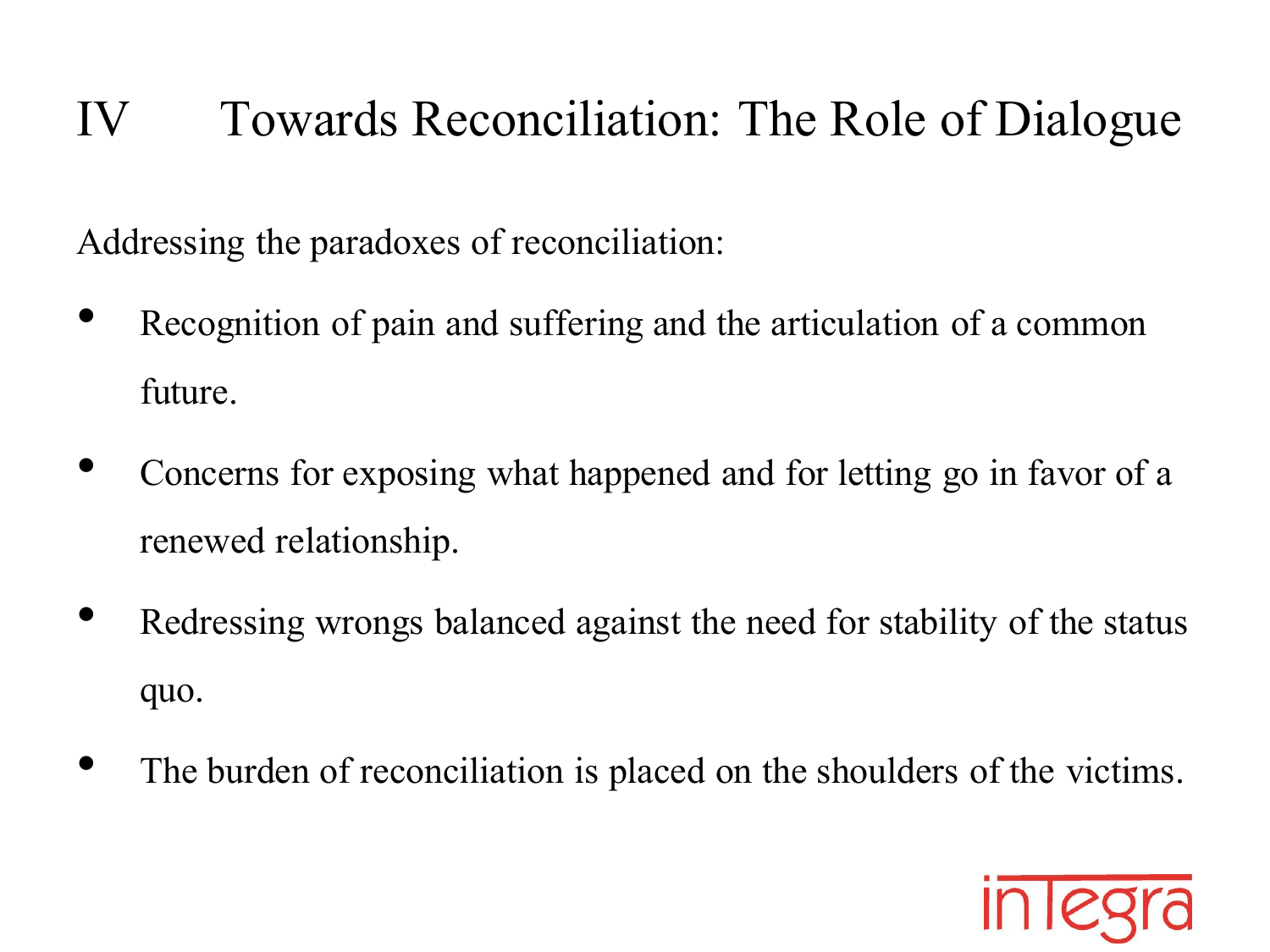# IV Towards Reconciliation: The Role of Dialogue

Addressing the paradoxes of reconciliation:

- Recognition of pain and suffering and the articulation of a common future.
- Concerns for exposing what happened and for letting go in favor of a renewed relationship.
- Redressing wrongs balanced against the need for stability of the status quo.
- The burden of reconciliation is placed on the shoulders of the victims.